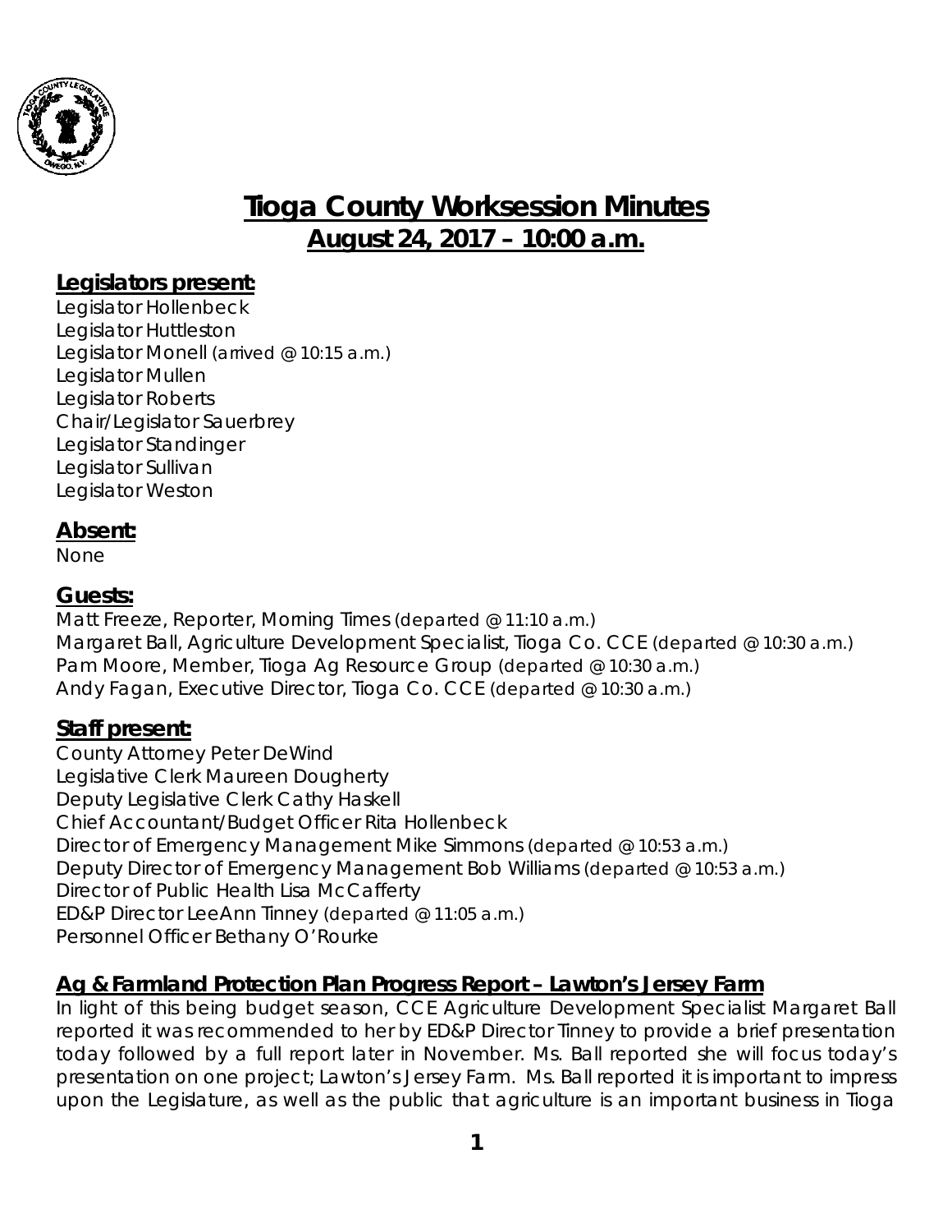# Tioga County Worksession Minutes

## August 24, 2017 – 10:00 a.m.

### Legislators present:

Legislator Hollenbeck
Legislator Huttleston
Legislator Monell (arrived @ 10:15 a.m.)
Legislator Mullen
Legislator Roberts
Chair/Legislator Sauerbrey
Legislator Standinger
Legislator Sullivan
Legislator Weston

### Absent:

None

### Guests:

Matt Freeze, Reporter, Morning Times (departed @ 11:10 a.m.)
Margaret Ball, Agriculture Development Specialist, Tioga Co. CCE (departed @ 10:30 a.m.)
Pam Moore, Member, Tioga Ag Resource Group (departed @ 10:30 a.m.)
Andy Fagan, Executive Director, Tioga Co. CCE (departed @ 10:30 a.m.)

### Staff present:

County Attorney Peter DeWind
Legislative Clerk Maureen Dougherty
Deputy Legislative Clerk Cathy Haskell
Chief Accountant/Budget Officer Rita Hollenbeck
Director of Emergency Management Mike Simmons (departed @ 10:53 a.m.)
Deputy Director of Emergency Management Bob Williams (departed @ 10:53 a.m.)
Director of Public Health Lisa McCafferty
ED&P Director LeeAnn Tinney (departed @ 11:05 a.m.)
Personnel Officer Bethany O'Rourke

### Ag & Farmland Protection Plan Progress Report – Lawton's Jersey Farm

In light of this being budget season, CCE Agriculture Development Specialist Margaret Ball reported it was recommended to her by ED&P Director Tinney to provide a brief presentation today followed by a full report later in November. Ms. Ball reported she will focus today's presentation on one project; Lawton's Jersey Farm. Ms. Ball reported it is important to impress upon the Legislature, as well as the public that agriculture is an important business in Tioga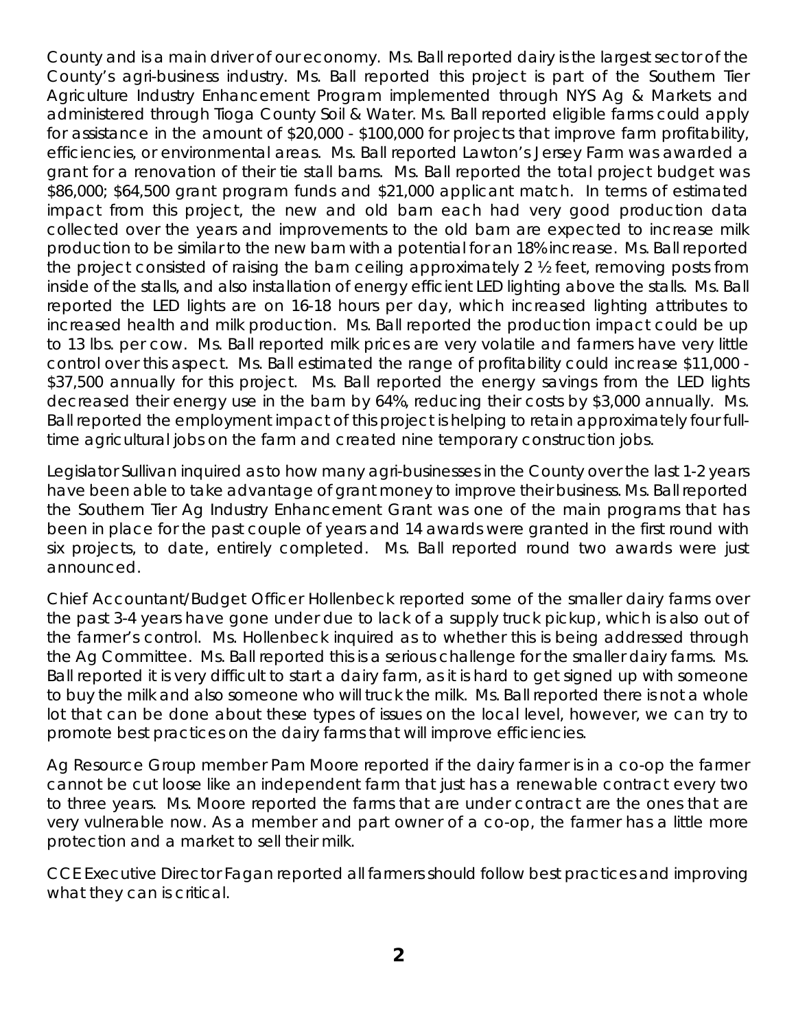County and is a main driver of our economy. Ms. Ball reported dairy is the largest sector of the County's agri-business industry. Ms. Ball reported this project is part of the Southern Tier Agriculture Industry Enhancement Program implemented through NYS Ag & Markets and administered through Tioga County Soil & Water. Ms. Ball reported eligible farms could apply for assistance in the amount of $20,000 - $100,000 for projects that improve farm profitability, efficiencies, or environmental areas. Ms. Ball reported Lawton's Jersey Farm was awarded a grant for a renovation of their tie stall barns. Ms. Ball reported the total project budget was $86,000; $64,500 grant program funds and $21,000 applicant match. In terms of estimated impact from this project, the new and old barn each had very good production data collected over the years and improvements to the old barn are expected to increase milk production to be similar to the new barn with a potential for an 18% increase. Ms. Ball reported the project consisted of raising the barn ceiling approximately 2 ½ feet, removing posts from inside of the stalls, and also installation of energy efficient LED lighting above the stalls. Ms. Ball reported the LED lights are on 16-18 hours per day, which increased lighting attributes to increased health and milk production. Ms. Ball reported the production impact could be up to 13 lbs. per cow. Ms. Ball reported milk prices are very volatile and farmers have very little control over this aspect. Ms. Ball estimated the range of profitability could increase $11,000 - $37,500 annually for this project. Ms. Ball reported the energy savings from the LED lights decreased their energy use in the barn by 64%, reducing their costs by $3,000 annually. Ms. Ball reported the employment impact of this project is helping to retain approximately four full-time agricultural jobs on the farm and created nine temporary construction jobs.

Legislator Sullivan inquired as to how many agri-businesses in the County over the last 1-2 years have been able to take advantage of grant money to improve their business. Ms. Ball reported the Southern Tier Ag Industry Enhancement Grant was one of the main programs that has been in place for the past couple of years and 14 awards were granted in the first round with six projects, to date, entirely completed. Ms. Ball reported round two awards were just announced.

Chief Accountant/Budget Officer Hollenbeck reported some of the smaller dairy farms over the past 3-4 years have gone under due to lack of a supply truck pickup, which is also out of the farmer's control. Ms. Hollenbeck inquired as to whether this is being addressed through the Ag Committee. Ms. Ball reported this is a serious challenge for the smaller dairy farms. Ms. Ball reported it is very difficult to start a dairy farm, as it is hard to get signed up with someone to buy the milk and also someone who will truck the milk. Ms. Ball reported there is not a whole lot that can be done about these types of issues on the local level, however, we can try to promote best practices on the dairy farms that will improve efficiencies.

Ag Resource Group member Pam Moore reported if the dairy farmer is in a co-op the farmer cannot be cut loose like an independent farm that just has a renewable contract every two to three years. Ms. Moore reported the farms that are under contract are the ones that are very vulnerable now. As a member and part owner of a co-op, the farmer has a little more protection and a market to sell their milk.

CCE Executive Director Fagan reported all farmers should follow best practices and improving what they can is critical.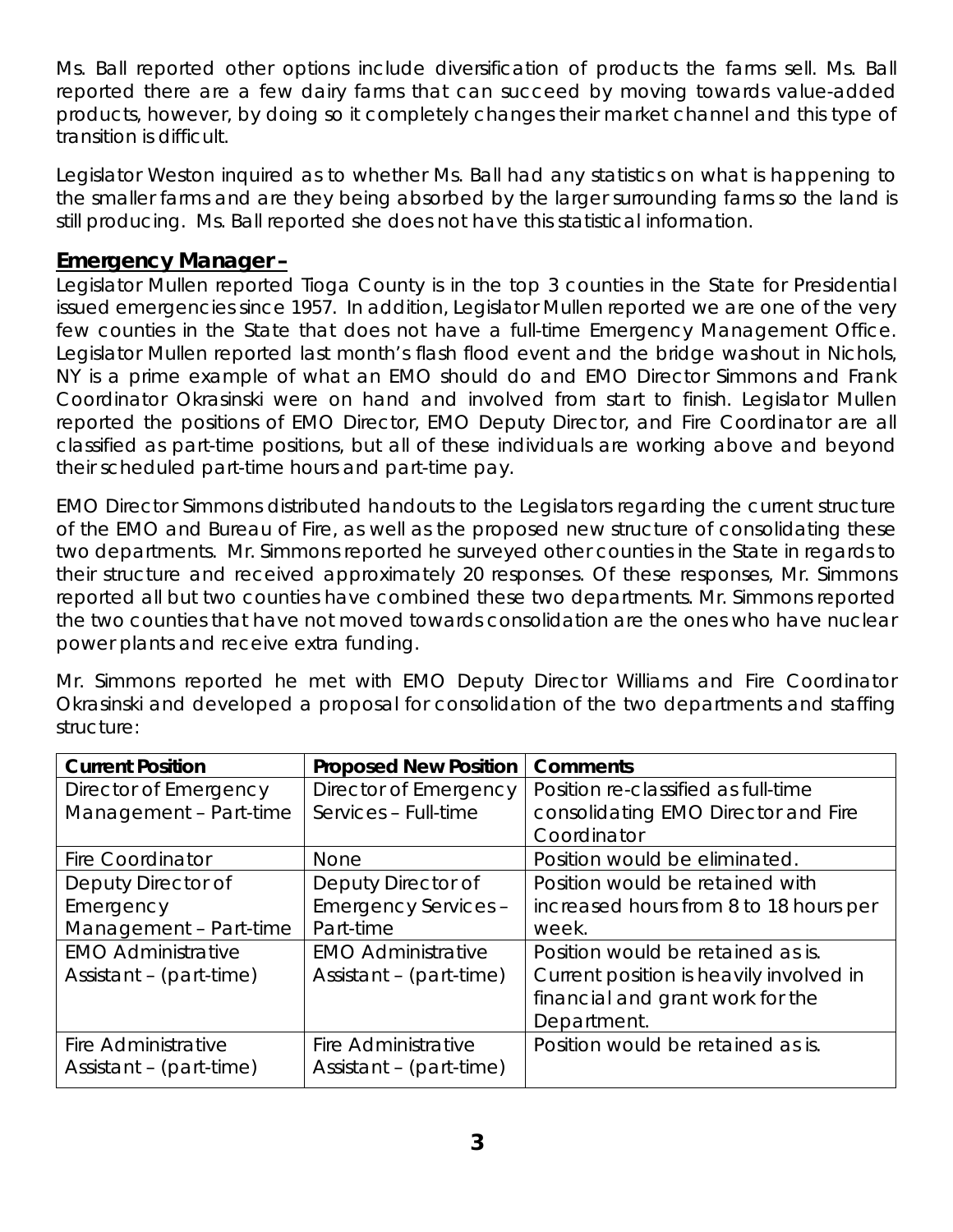Ms. Ball reported other options include diversification of products the farms sell. Ms. Ball reported there are a few dairy farms that can succeed by moving towards value-added products, however, by doing so it completely changes their market channel and this type of transition is difficult.

Legislator Weston inquired as to whether Ms. Ball had any statistics on what is happening to the smaller farms and are they being absorbed by the larger surrounding farms so the land is still producing. Ms. Ball reported she does not have this statistical information.

## Emergency Manager –

Legislator Mullen reported Tioga County is in the top 3 counties in the State for Presidential issued emergencies since 1957. In addition, Legislator Mullen reported we are one of the very few counties in the State that does not have a full-time Emergency Management Office. Legislator Mullen reported last month's flash flood event and the bridge washout in Nichols, NY is a prime example of what an EMO should do and EMO Director Simmons and Frank Coordinator Okrasinski were on hand and involved from start to finish. Legislator Mullen reported the positions of EMO Director, EMO Deputy Director, and Fire Coordinator are all classified as part-time positions, but all of these individuals are working above and beyond their scheduled part-time hours and part-time pay.

EMO Director Simmons distributed handouts to the Legislators regarding the current structure of the EMO and Bureau of Fire, as well as the proposed new structure of consolidating these two departments. Mr. Simmons reported he surveyed other counties in the State in regards to their structure and received approximately 20 responses. Of these responses, Mr. Simmons reported all but two counties have combined these two departments. Mr. Simmons reported the two counties that have not moved towards consolidation are the ones who have nuclear power plants and receive extra funding.

Mr. Simmons reported he met with EMO Deputy Director Williams and Fire Coordinator Okrasinski and developed a proposal for consolidation of the two departments and staffing structure:

| Current Position | Proposed New Position | Comments |
| --- | --- | --- |
| Director of Emergency Management – Part-time | Director of Emergency Services – Full-time | Position re-classified as full-time consolidating EMO Director and Fire Coordinator |
| Fire Coordinator | None | Position would be eliminated. |
| Deputy Director of Emergency Management – Part-time | Deputy Director of Emergency Services – Part-time | Position would be retained with increased hours from 8 to 18 hours per week. |
| EMO Administrative Assistant – (part-time) | EMO Administrative Assistant – (part-time) | Position would be retained as is. Current position is heavily involved in financial and grant work for the Department. |
| Fire Administrative Assistant – (part-time) | Fire Administrative Assistant – (part-time) | Position would be retained as is. |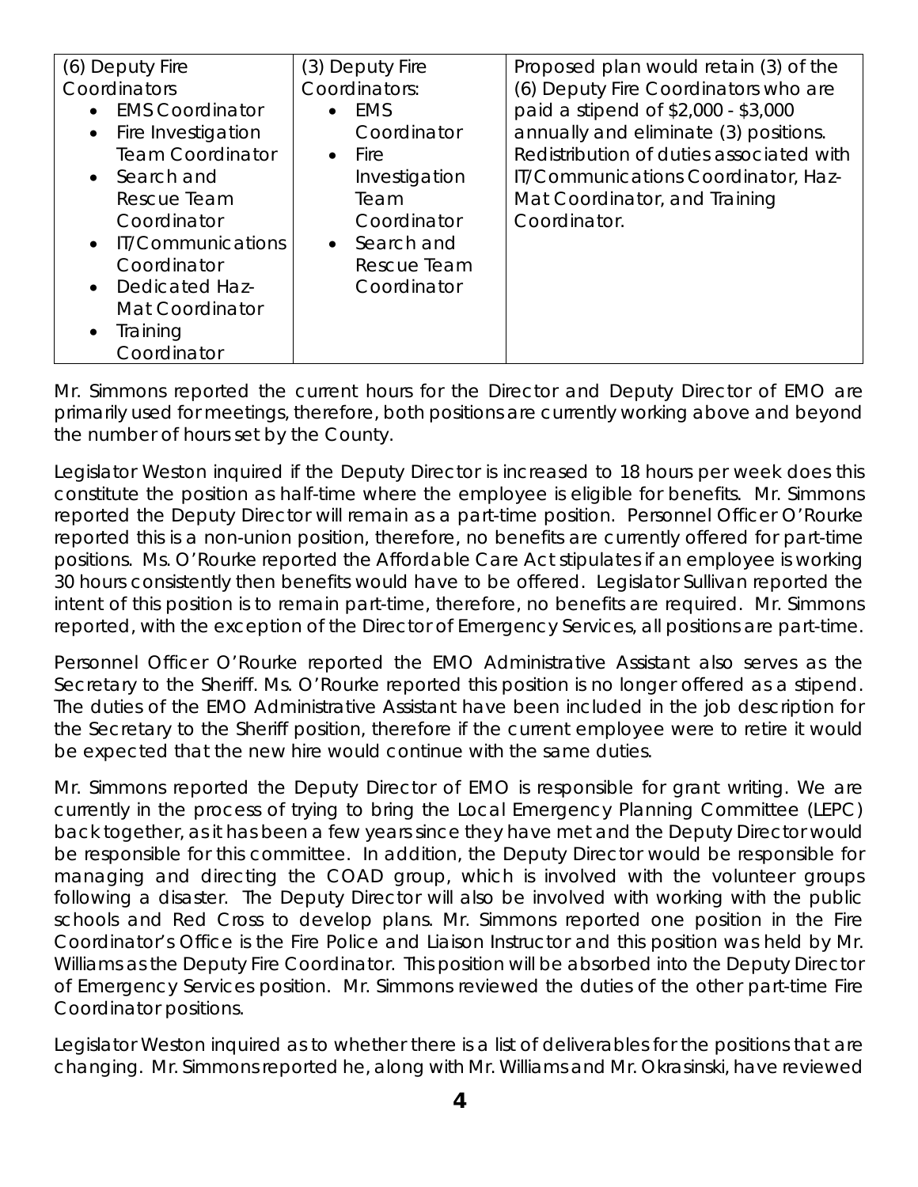| (6) Deputy Fire Coordinators | (3) Deputy Fire Coordinators: | Proposed plan would retain (3) of the (6) Deputy Fire Coordinators who are paid a stipend of $2,000 - $3,000 annually and eliminate (3) positions. Redistribution of duties associated with IT/Communications Coordinator, Haz-Mat Coordinator, and Training Coordinator. |
|---|---|---|
| • EMS Coordinator<br>• Fire Investigation Team Coordinator<br>• Search and Rescue Team Coordinator<br>• IT/Communications Coordinator<br>• Dedicated Haz-Mat Coordinator<br>• Training Coordinator | • EMS Coordinator<br>• Fire Investigation Team Coordinator<br>• Search and Rescue Team Coordinator | |

Mr. Simmons reported the current hours for the Director and Deputy Director of EMO are primarily used for meetings, therefore, both positions are currently working above and beyond the number of hours set by the County.

Legislator Weston inquired if the Deputy Director is increased to 18 hours per week does this constitute the position as half-time where the employee is eligible for benefits. Mr. Simmons reported the Deputy Director will remain as a part-time position. Personnel Officer O'Rourke reported this is a non-union position, therefore, no benefits are currently offered for part-time positions. Ms. O'Rourke reported the Affordable Care Act stipulates if an employee is working 30 hours consistently then benefits would have to be offered. Legislator Sullivan reported the intent of this position is to remain part-time, therefore, no benefits are required. Mr. Simmons reported, with the exception of the Director of Emergency Services, all positions are part-time.

Personnel Officer O'Rourke reported the EMO Administrative Assistant also serves as the Secretary to the Sheriff. Ms. O'Rourke reported this position is no longer offered as a stipend. The duties of the EMO Administrative Assistant have been included in the job description for the Secretary to the Sheriff position, therefore if the current employee were to retire it would be expected that the new hire would continue with the same duties.

Mr. Simmons reported the Deputy Director of EMO is responsible for grant writing. We are currently in the process of trying to bring the Local Emergency Planning Committee (LEPC) back together, as it has been a few years since they have met and the Deputy Director would be responsible for this committee. In addition, the Deputy Director would be responsible for managing and directing the COAD group, which is involved with the volunteer groups following a disaster. The Deputy Director will also be involved with working with the public schools and Red Cross to develop plans. Mr. Simmons reported one position in the Fire Coordinator's Office is the Fire Police and Liaison Instructor and this position was held by Mr. Williams as the Deputy Fire Coordinator. This position will be absorbed into the Deputy Director of Emergency Services position. Mr. Simmons reviewed the duties of the other part-time Fire Coordinator positions.

Legislator Weston inquired as to whether there is a list of deliverables for the positions that are changing. Mr. Simmons reported he, along with Mr. Williams and Mr. Okrasinski, have reviewed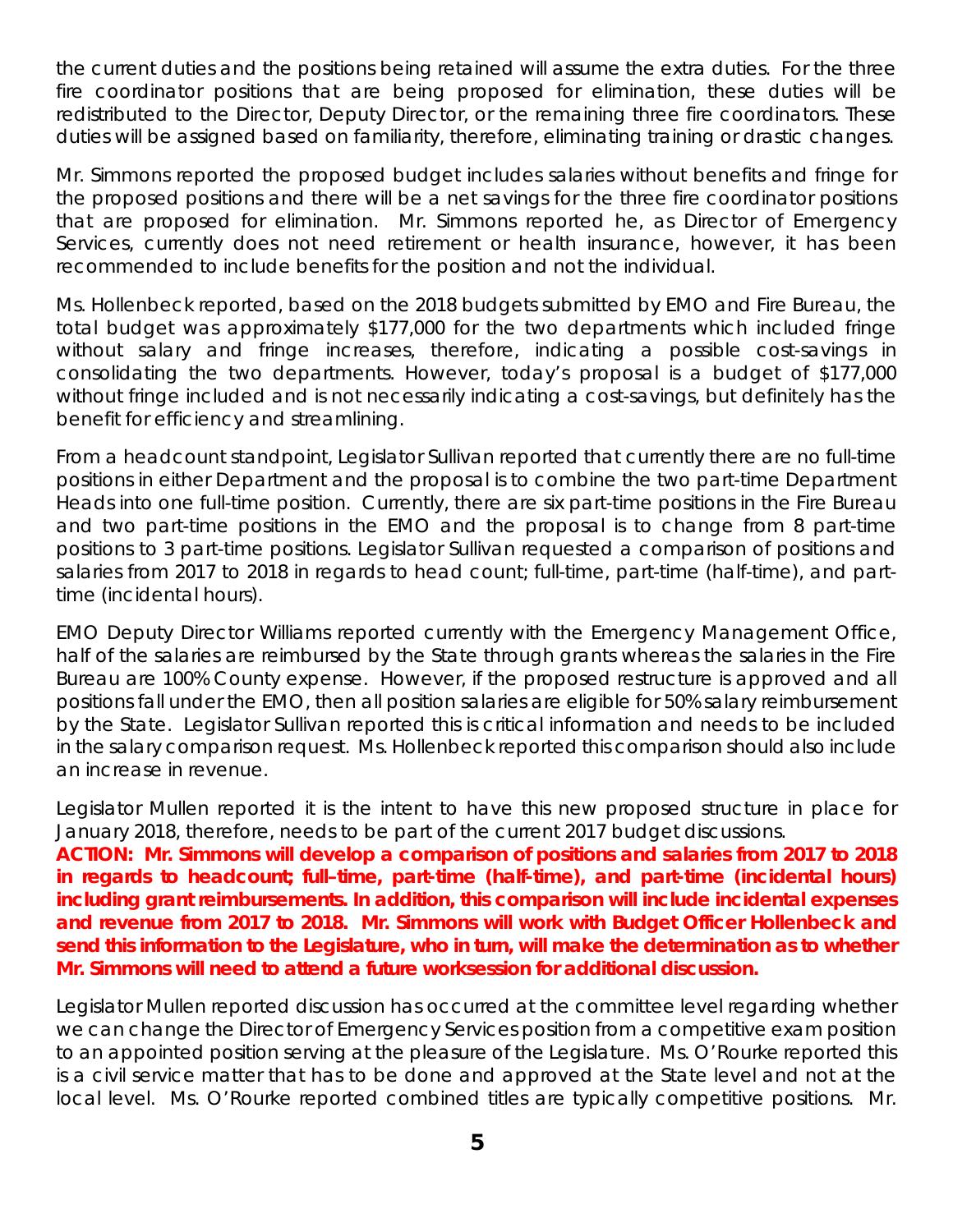the current duties and the positions being retained will assume the extra duties. For the three fire coordinator positions that are being proposed for elimination, these duties will be redistributed to the Director, Deputy Director, or the remaining three fire coordinators. These duties will be assigned based on familiarity, therefore, eliminating training or drastic changes.

Mr. Simmons reported the proposed budget includes salaries without benefits and fringe for the proposed positions and there will be a net savings for the three fire coordinator positions that are proposed for elimination. Mr. Simmons reported he, as Director of Emergency Services, currently does not need retirement or health insurance, however, it has been recommended to include benefits for the position and not the individual.

Ms. Hollenbeck reported, based on the 2018 budgets submitted by EMO and Fire Bureau, the total budget was approximately $177,000 for the two departments which included fringe without salary and fringe increases, therefore, indicating a possible cost-savings in consolidating the two departments. However, today's proposal is a budget of $177,000 without fringe included and is not necessarily indicating a cost-savings, but definitely has the benefit for efficiency and streamlining.

From a headcount standpoint, Legislator Sullivan reported that currently there are no full-time positions in either Department and the proposal is to combine the two part-time Department Heads into one full-time position. Currently, there are six part-time positions in the Fire Bureau and two part-time positions in the EMO and the proposal is to change from 8 part-time positions to 3 part-time positions. Legislator Sullivan requested a comparison of positions and salaries from 2017 to 2018 in regards to head count; full-time, part-time (half-time), and part-time (incidental hours).

EMO Deputy Director Williams reported currently with the Emergency Management Office, half of the salaries are reimbursed by the State through grants whereas the salaries in the Fire Bureau are 100% County expense. However, if the proposed restructure is approved and all positions fall under the EMO, then all position salaries are eligible for 50% salary reimbursement by the State. Legislator Sullivan reported this is critical information and needs to be included in the salary comparison request. Ms. Hollenbeck reported this comparison should also include an increase in revenue.

Legislator Mullen reported it is the intent to have this new proposed structure in place for January 2018, therefore, needs to be part of the current 2017 budget discussions.

**ACTION: Mr. Simmons will develop a comparison of positions and salaries from 2017 to 2018 in regards to headcount; full–time, part-time (half-time), and part-time (incidental hours) including grant reimbursements. In addition, this comparison will include incidental expenses and revenue from 2017 to 2018. Mr. Simmons will work with Budget Officer Hollenbeck and send this information to the Legislature, who in turn, will make the determination as to whether Mr. Simmons will need to attend a future worksession for additional discussion.**

Legislator Mullen reported discussion has occurred at the committee level regarding whether we can change the Director of Emergency Services position from a competitive exam position to an appointed position serving at the pleasure of the Legislature. Ms. O'Rourke reported this is a civil service matter that has to be done and approved at the State level and not at the local level. Ms. O'Rourke reported combined titles are typically competitive positions. Mr.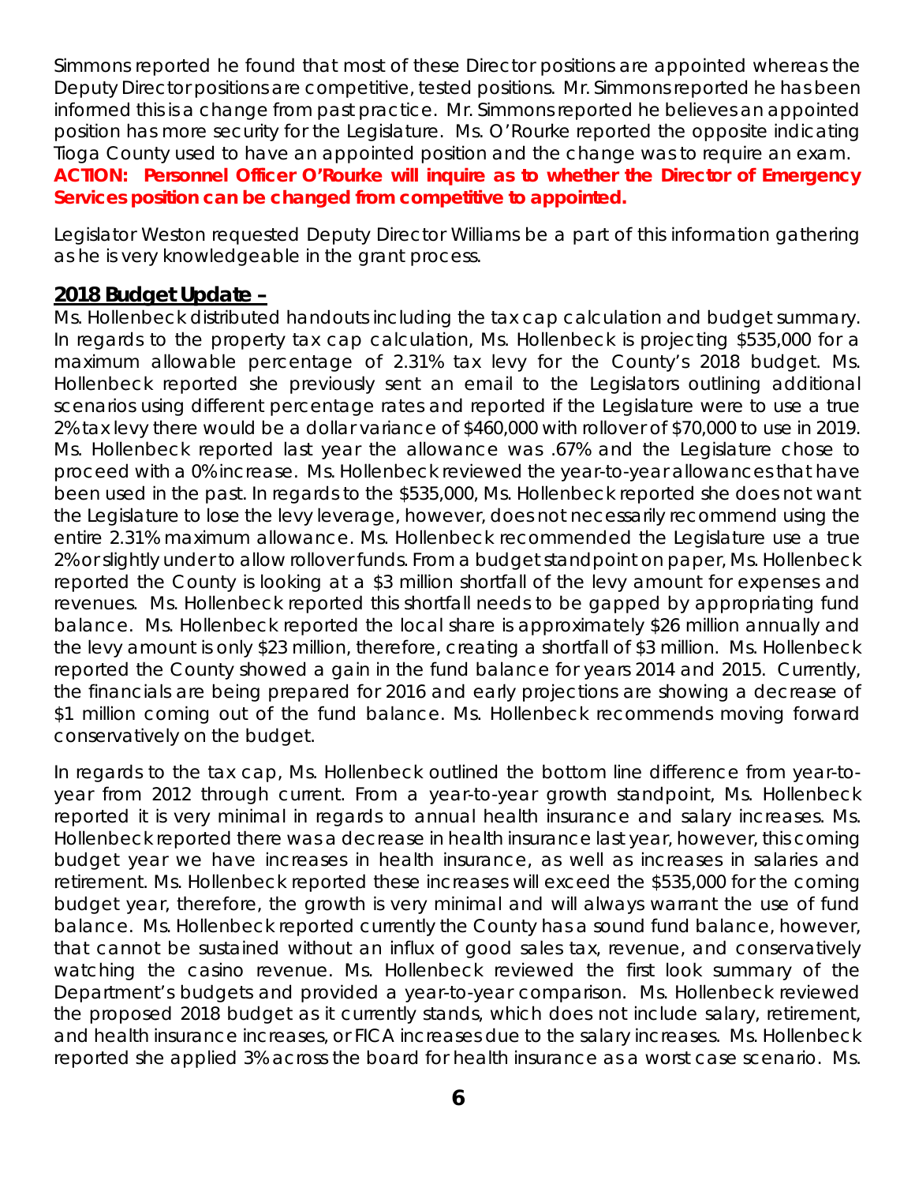Simmons reported he found that most of these Director positions are appointed whereas the Deputy Director positions are competitive, tested positions. Mr. Simmons reported he has been informed this is a change from past practice. Mr. Simmons reported he believes an appointed position has more security for the Legislature. Ms. O'Rourke reported the opposite indicating Tioga County used to have an appointed position and the change was to require an exam.

***ACTION: Personnel Officer O'Rourke will inquire as to whether the Director of Emergency Services position can be changed from competitive to appointed.***

Legislator Weston requested Deputy Director Williams be a part of this information gathering as he is very knowledgeable in the grant process.

## 2018 Budget Update –

Ms. Hollenbeck distributed handouts including the tax cap calculation and budget summary. In regards to the property tax cap calculation, Ms. Hollenbeck is projecting $535,000 for a maximum allowable percentage of 2.31% tax levy for the County's 2018 budget. Ms. Hollenbeck reported she previously sent an email to the Legislators outlining additional scenarios using different percentage rates and reported if the Legislature were to use a true 2% tax levy there would be a dollar variance of $460,000 with rollover of $70,000 to use in 2019. Ms. Hollenbeck reported last year the allowance was .67% and the Legislature chose to proceed with a 0% increase. Ms. Hollenbeck reviewed the year-to-year allowances that have been used in the past. In regards to the $535,000, Ms. Hollenbeck reported she does not want the Legislature to lose the levy leverage, however, does not necessarily recommend using the entire 2.31% maximum allowance. Ms. Hollenbeck recommended the Legislature use a true 2% or slightly under to allow rollover funds. From a budget standpoint on paper, Ms. Hollenbeck reported the County is looking at a $3 million shortfall of the levy amount for expenses and revenues. Ms. Hollenbeck reported this shortfall needs to be gapped by appropriating fund balance. Ms. Hollenbeck reported the local share is approximately $26 million annually and the levy amount is only $23 million, therefore, creating a shortfall of $3 million. Ms. Hollenbeck reported the County showed a gain in the fund balance for years 2014 and 2015. Currently, the financials are being prepared for 2016 and early projections are showing a decrease of $1 million coming out of the fund balance. Ms. Hollenbeck recommends moving forward conservatively on the budget.

In regards to the tax cap, Ms. Hollenbeck outlined the bottom line difference from year-to-year from 2012 through current. From a year-to-year growth standpoint, Ms. Hollenbeck reported it is very minimal in regards to annual health insurance and salary increases. Ms. Hollenbeck reported there was a decrease in health insurance last year, however, this coming budget year we have increases in health insurance, as well as increases in salaries and retirement. Ms. Hollenbeck reported these increases will exceed the $535,000 for the coming budget year, therefore, the growth is very minimal and will always warrant the use of fund balance. Ms. Hollenbeck reported currently the County has a sound fund balance, however, that cannot be sustained without an influx of good sales tax, revenue, and conservatively watching the casino revenue. Ms. Hollenbeck reviewed the first look summary of the Department's budgets and provided a year-to-year comparison. Ms. Hollenbeck reviewed the proposed 2018 budget as it currently stands, which does not include salary, retirement, and health insurance increases, or FICA increases due to the salary increases. Ms. Hollenbeck reported she applied 3% across the board for health insurance as a worst case scenario. Ms.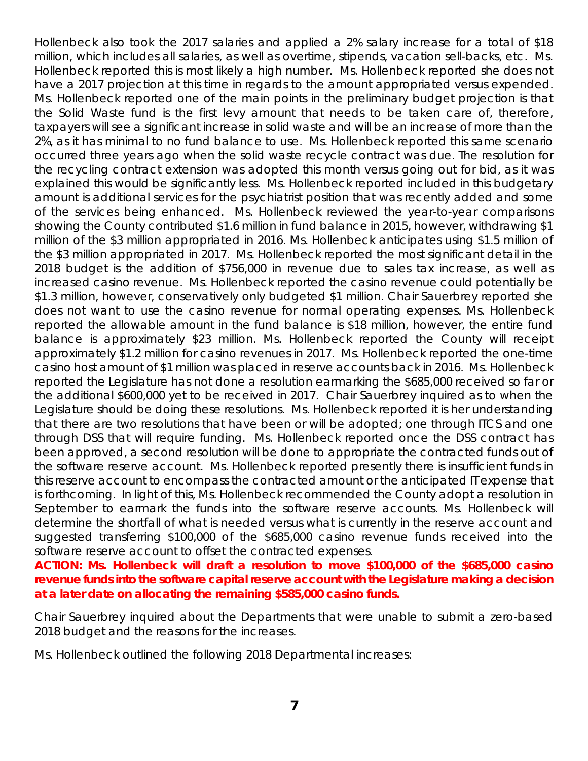Hollenbeck also took the 2017 salaries and applied a 2% salary increase for a total of $18 million, which includes all salaries, as well as overtime, stipends, vacation sell-backs, etc. Ms. Hollenbeck reported this is most likely a high number. Ms. Hollenbeck reported she does not have a 2017 projection at this time in regards to the amount appropriated versus expended. Ms. Hollenbeck reported one of the main points in the preliminary budget projection is that the Solid Waste fund is the first levy amount that needs to be taken care of, therefore, taxpayers will see a significant increase in solid waste and will be an increase of more than the 2%, as it has minimal to no fund balance to use. Ms. Hollenbeck reported this same scenario occurred three years ago when the solid waste recycle contract was due. The resolution for the recycling contract extension was adopted this month versus going out for bid, as it was explained this would be significantly less. Ms. Hollenbeck reported included in this budgetary amount is additional services for the psychiatrist position that was recently added and some of the services being enhanced. Ms. Hollenbeck reviewed the year-to-year comparisons showing the County contributed $1.6 million in fund balance in 2015, however, withdrawing $1 million of the $3 million appropriated in 2016. Ms. Hollenbeck anticipates using $1.5 million of the $3 million appropriated in 2017. Ms. Hollenbeck reported the most significant detail in the 2018 budget is the addition of $756,000 in revenue due to sales tax increase, as well as increased casino revenue. Ms. Hollenbeck reported the casino revenue could potentially be $1.3 million, however, conservatively only budgeted $1 million. Chair Sauerbrey reported she does not want to use the casino revenue for normal operating expenses. Ms. Hollenbeck reported the allowable amount in the fund balance is $18 million, however, the entire fund balance is approximately $23 million. Ms. Hollenbeck reported the County will receipt approximately $1.2 million for casino revenues in 2017. Ms. Hollenbeck reported the one-time casino host amount of $1 million was placed in reserve accounts back in 2016. Ms. Hollenbeck reported the Legislature has not done a resolution earmarking the $685,000 received so far or the additional $600,000 yet to be received in 2017. Chair Sauerbrey inquired as to when the Legislature should be doing these resolutions. Ms. Hollenbeck reported it is her understanding that there are two resolutions that have been or will be adopted; one through ITCS and one through DSS that will require funding. Ms. Hollenbeck reported once the DSS contract has been approved, a second resolution will be done to appropriate the contracted funds out of the software reserve account. Ms. Hollenbeck reported presently there is insufficient funds in this reserve account to encompass the contracted amount or the anticipated IT expense that is forthcoming. In light of this, Ms. Hollenbeck recommended the County adopt a resolution in September to earmark the funds into the software reserve accounts. Ms. Hollenbeck will determine the shortfall of what is needed versus what is currently in the reserve account and suggested transferring $100,000 of the $685,000 casino revenue funds received into the software reserve account to offset the contracted expenses.

**ACTION: Ms. Hollenbeck will draft a resolution to move $100,000 of the $685,000 casino revenue funds into the software capital reserve account with the Legislature making a decision at a later date on allocating the remaining $585,000 casino funds.**

Chair Sauerbrey inquired about the Departments that were unable to submit a zero-based 2018 budget and the reasons for the increases.

Ms. Hollenbeck outlined the following 2018 Departmental increases: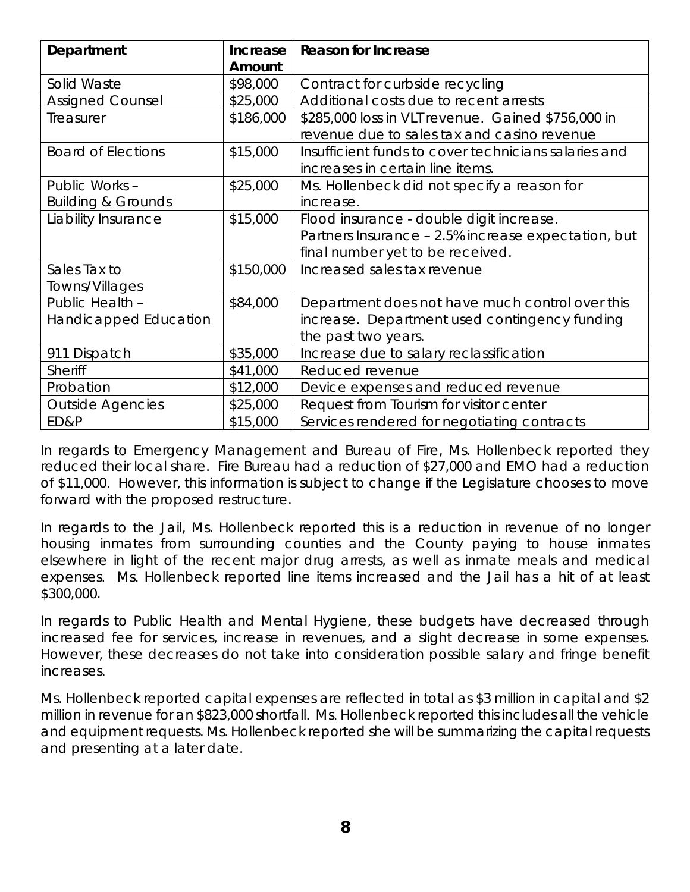| Department | Increase Amount | Reason for Increase |
|---|---|---|
| Solid Waste | $98,000 | Contract for curbside recycling |
| Assigned Counsel | $25,000 | Additional costs due to recent arrests |
| Treasurer | $186,000 | $285,000 loss in VLT revenue. Gained $756,000 in revenue due to sales tax and casino revenue |
| Board of Elections | $15,000 | Insufficient funds to cover technicians salaries and increases in certain line items. |
| Public Works – Building & Grounds | $25,000 | Ms. Hollenbeck did not specify a reason for increase. |
| Liability Insurance | $15,000 | Flood insurance - double digit increase. Partners Insurance – 2.5% increase expectation, but final number yet to be received. |
| Sales Tax to Towns/Villages | $150,000 | Increased sales tax revenue |
| Public Health – Handicapped Education | $84,000 | Department does not have much control over this increase. Department used contingency funding the past two years. |
| 911 Dispatch | $35,000 | Increase due to salary reclassification |
| Sheriff | $41,000 | Reduced revenue |
| Probation | $12,000 | Device expenses and reduced revenue |
| Outside Agencies | $25,000 | Request from Tourism for visitor center |
| ED&P | $15,000 | Services rendered for negotiating contracts |

In regards to Emergency Management and Bureau of Fire, Ms. Hollenbeck reported they reduced their local share. Fire Bureau had a reduction of $27,000 and EMO had a reduction of $11,000. However, this information is subject to change if the Legislature chooses to move forward with the proposed restructure.

In regards to the Jail, Ms. Hollenbeck reported this is a reduction in revenue of no longer housing inmates from surrounding counties and the County paying to house inmates elsewhere in light of the recent major drug arrests, as well as inmate meals and medical expenses. Ms. Hollenbeck reported line items increased and the Jail has a hit of at least $300,000.

In regards to Public Health and Mental Hygiene, these budgets have decreased through increased fee for services, increase in revenues, and a slight decrease in some expenses. However, these decreases do not take into consideration possible salary and fringe benefit increases.

Ms. Hollenbeck reported capital expenses are reflected in total as $3 million in capital and $2 million in revenue for an $823,000 shortfall. Ms. Hollenbeck reported this includes all the vehicle and equipment requests. Ms. Hollenbeck reported she will be summarizing the capital requests and presenting at a later date.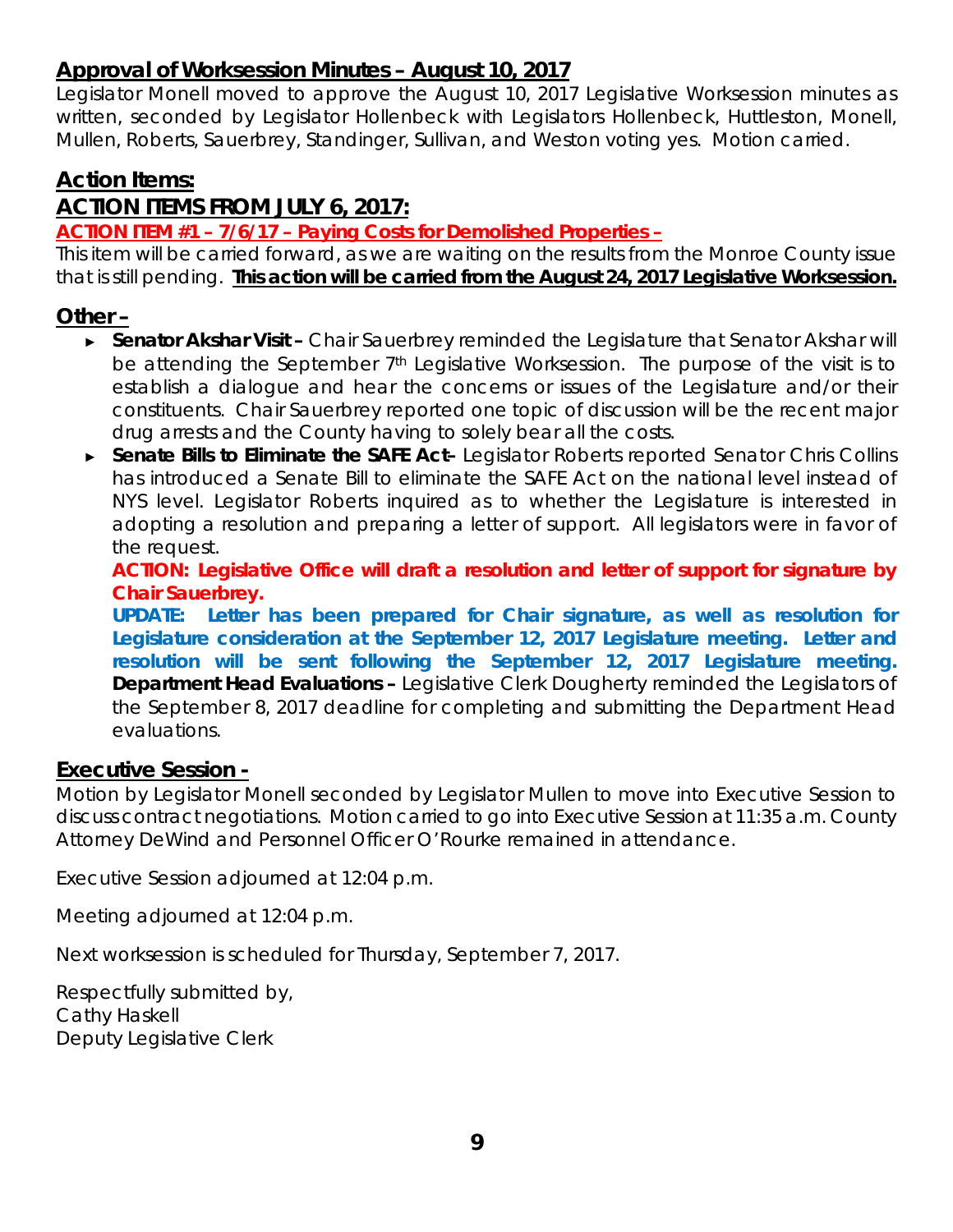## Approval of Worksession Minutes – August 10, 2017

Legislator Monell moved to approve the August 10, 2017 Legislative Worksession minutes as written, seconded by Legislator Hollenbeck with Legislators Hollenbeck, Huttleston, Monell, Mullen, Roberts, Sauerbrey, Standinger, Sullivan, and Weston voting yes. Motion carried.

## Action Items:

## ACTION ITEMS FROM JULY 6, 2017:

**ACTION ITEM #1 – 7/6/17 – Paying Costs for Demolished Properties –**

This item will be carried forward, as we are waiting on the results from the Monroe County issue that is still pending. **This action will be carried from the August 24, 2017 Legislative Worksession.**

## Other –

- **Senator Akshar Visit –** Chair Sauerbrey reminded the Legislature that Senator Akshar will be attending the September 7th Legislative Worksession. The purpose of the visit is to establish a dialogue and hear the concerns or issues of the Legislature and/or their constituents. Chair Sauerbrey reported one topic of discussion will be the recent major drug arrests and the County having to solely bear all the costs.
- **Senate Bills to Eliminate the SAFE Act–** Legislator Roberts reported Senator Chris Collins has introduced a Senate Bill to eliminate the SAFE Act on the national level instead of NYS level. Legislator Roberts inquired as to whether the Legislature is interested in adopting a resolution and preparing a letter of support. All legislators were in favor of the request.

  **ACTION: Legislative Office will draft a resolution and letter of support for signature by Chair Sauerbrey.**

  **UPDATE: Letter has been prepared for Chair signature, as well as resolution for Legislature consideration at the September 12, 2017 Legislature meeting. Letter and resolution will be sent following the September 12, 2017 Legislature meeting.**

  **Department Head Evaluations –** Legislative Clerk Dougherty reminded the Legislators of the September 8, 2017 deadline for completing and submitting the Department Head evaluations.

## Executive Session -

Motion by Legislator Monell seconded by Legislator Mullen to move into Executive Session to discuss contract negotiations. Motion carried to go into Executive Session at 11:35 a.m. County Attorney DeWind and Personnel Officer O'Rourke remained in attendance.

Executive Session adjourned at 12:04 p.m.

Meeting adjourned at 12:04 p.m.

Next worksession is scheduled for Thursday, September 7, 2017.

Respectfully submitted by,
Cathy Haskell
Deputy Legislative Clerk